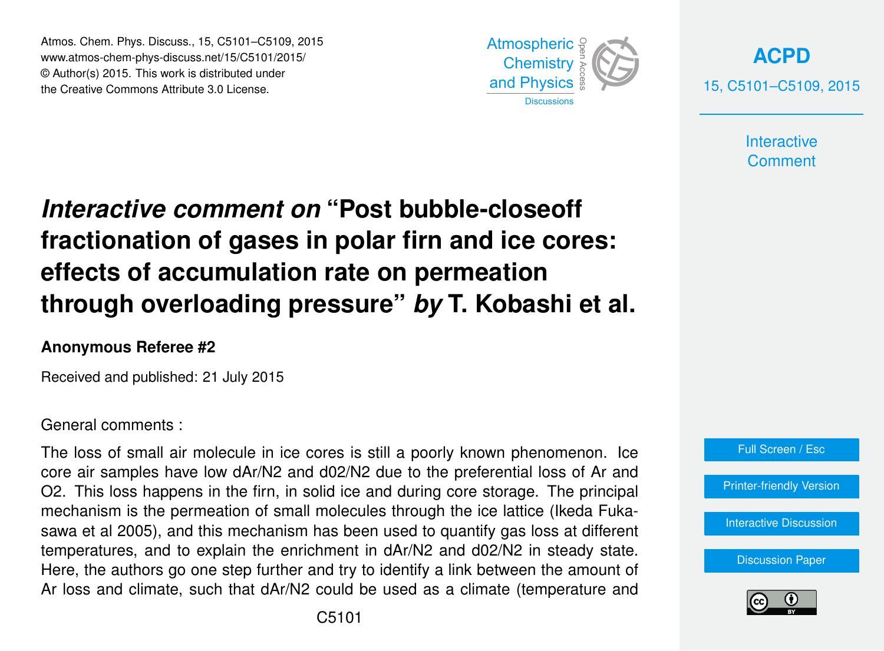Atmos. Chem. Phys. Discuss., 15, C5101–C5109, 2015
www.atmos-chem-phys-discuss.net/15/C5101/2015/
© Author(s) 2015. This work is distributed under
the Creative Commons Attribute 3.0 License.

# *Interactive comment on* "Post bubble-closeoff fractionation of gases in polar firn and ice cores: effects of accumulation rate on permeation through overloading pressure" *by* T. Kobashi et al.

**Anonymous Referee #2**

Received and published: 21 July 2015

General comments :

The loss of small air molecule in ice cores is still a poorly known phenomenon. Ice core air samples have low dAr/N2 and d02/N2 due to the preferential loss of Ar and O2. This loss happens in the firn, in solid ice and during core storage. The principal mechanism is the permeation of small molecules through the ice lattice (Ikeda Fukasawa et al 2005), and this mechanism has been used to quantify gas loss at different temperatures, and to explain the enrichment in dAr/N2 and d02/N2 in steady state. Here, the authors go one step further and try to identify a link between the amount of Ar loss and climate, such that dAr/N2 could be used as a climate (temperature and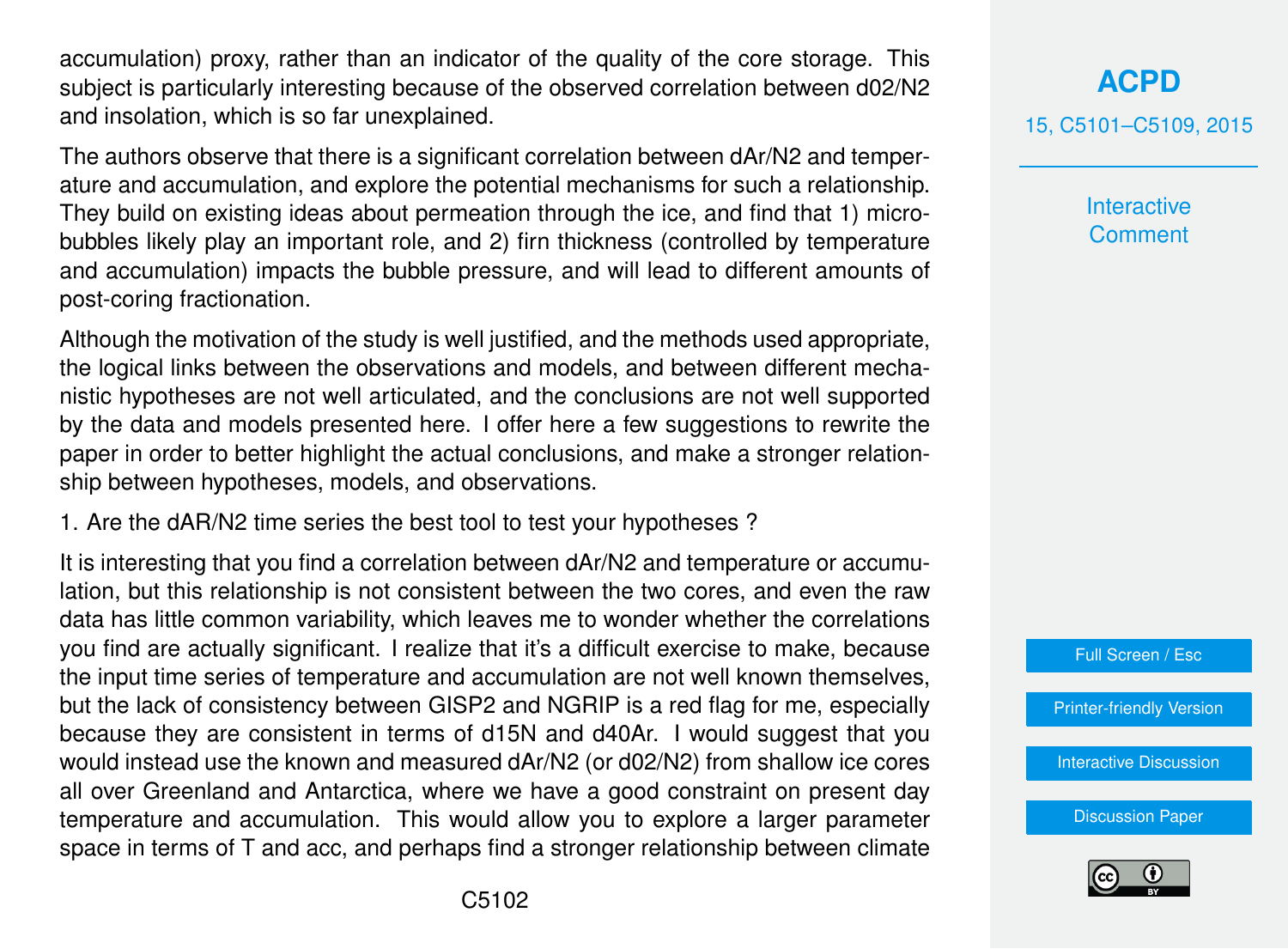accumulation) proxy, rather than an indicator of the quality of the core storage. This subject is particularly interesting because of the observed correlation between d02/N2 and insolation, which is so far unexplained.

The authors observe that there is a significant correlation between dAr/N2 and temperature and accumulation, and explore the potential mechanisms for such a relationship. They build on existing ideas about permeation through the ice, and find that 1) microbubbles likely play an important role, and 2) firn thickness (controlled by temperature and accumulation) impacts the bubble pressure, and will lead to different amounts of post-coring fractionation.

Although the motivation of the study is well justified, and the methods used appropriate, the logical links between the observations and models, and between different mechanistic hypotheses are not well articulated, and the conclusions are not well supported by the data and models presented here. I offer here a few suggestions to rewrite the paper in order to better highlight the actual conclusions, and make a stronger relationship between hypotheses, models, and observations.

1. Are the dAR/N2 time series the best tool to test your hypotheses ?

It is interesting that you find a correlation between dAr/N2 and temperature or accumulation, but this relationship is not consistent between the two cores, and even the raw data has little common variability, which leaves me to wonder whether the correlations you find are actually significant. I realize that it's a difficult exercise to make, because the input time series of temperature and accumulation are not well known themselves, but the lack of consistency between GISP2 and NGRIP is a red flag for me, especially because they are consistent in terms of d15N and d40Ar. I would suggest that you would instead use the known and measured dAr/N2 (or d02/N2) from shallow ice cores all over Greenland and Antarctica, where we have a good constraint on present day temperature and accumulation. This would allow you to explore a larger parameter space in terms of T and acc, and perhaps find a stronger relationship between climate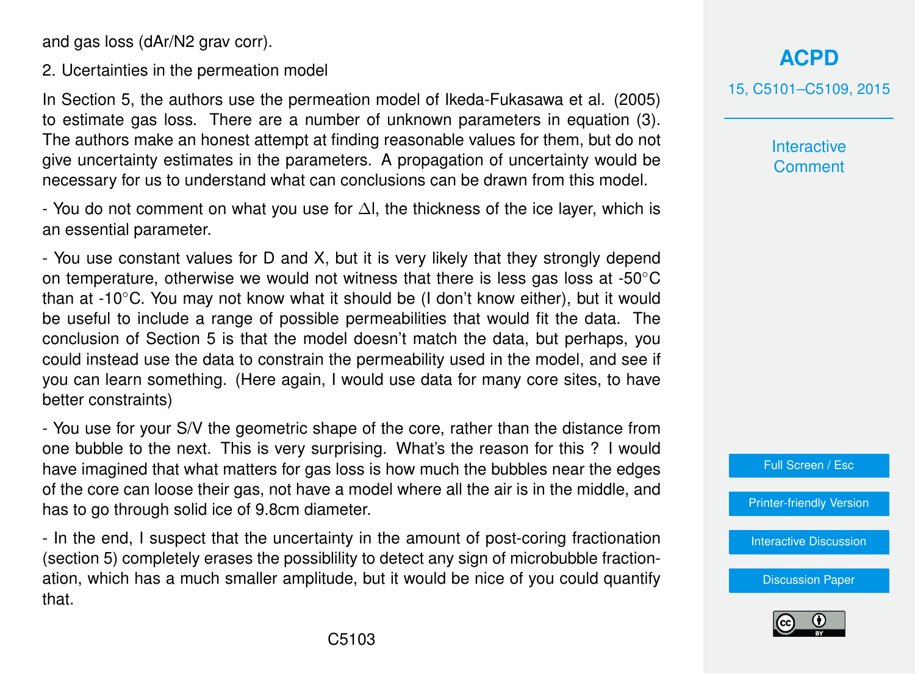and gas loss (dAr/N2 grav corr).

2. Ucertainties in the permeation model

In Section 5, the authors use the permeation model of Ikeda-Fukasawa et al. (2005) to estimate gas loss. There are a number of unknown parameters in equation (3). The authors make an honest attempt at finding reasonable values for them, but do not give uncertainty estimates in the parameters. A propagation of uncertainty would be necessary for us to understand what can conclusions can be drawn from this model.

- You do not comment on what you use for $\Delta l$, the thickness of the ice layer, which is an essential parameter.

- You use constant values for D and X, but it is very likely that they strongly depend on temperature, otherwise we would not witness that there is less gas loss at -50°C than at -10°C. You may not know what it should be (I don't know either), but it would be useful to include a range of possible permeabilities that would fit the data. The conclusion of Section 5 is that the model doesn't match the data, but perhaps, you could instead use the data to constrain the permeability used in the model, and see if you can learn something. (Here again, I would use data for many core sites, to have better constraints)

- You use for your S/V the geometric shape of the core, rather than the distance from one bubble to the next. This is very surprising. What's the reason for this ? I would have imagined that what matters for gas loss is how much the bubbles near the edges of the core can loose their gas, not have a model where all the air is in the middle, and has to go through solid ice of 9.8cm diameter.

- In the end, I suspect that the uncertainty in the amount of post-coring fractionation (section 5) completely erases the possiblility to detect any sign of microbubble fractionation, which has a much smaller amplitude, but it would be nice of you could quantify that.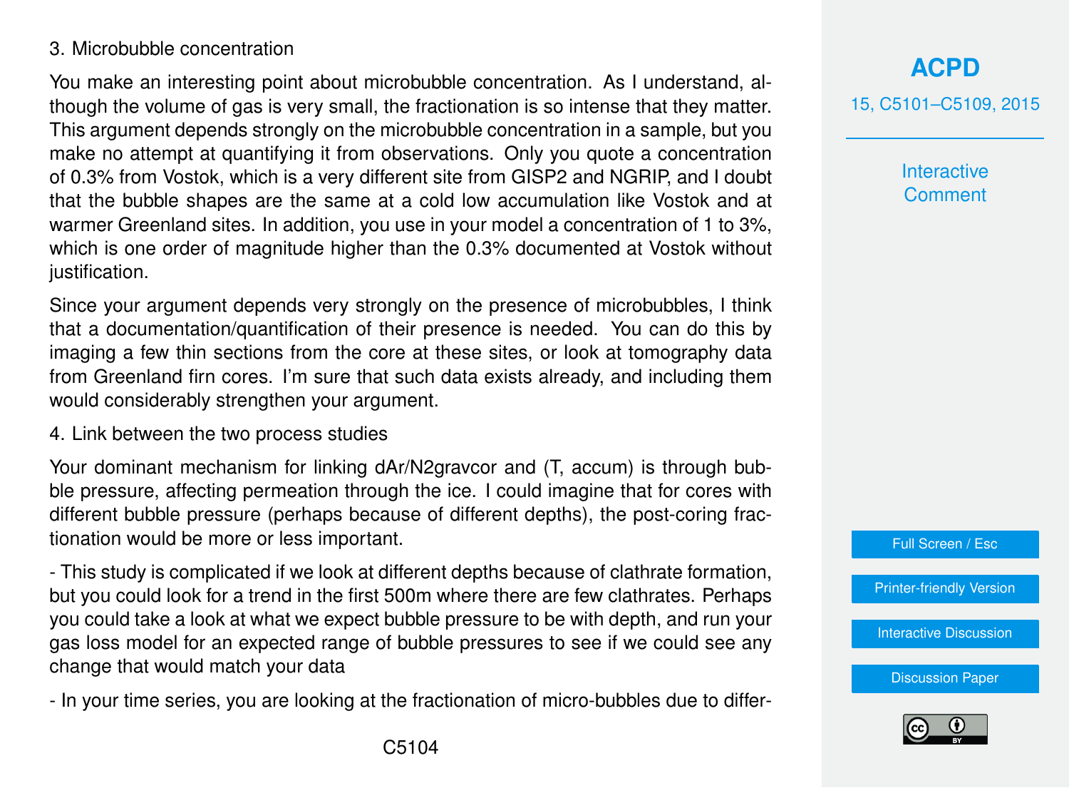3. Microbubble concentration

You make an interesting point about microbubble concentration. As I understand, although the volume of gas is very small, the fractionation is so intense that they matter. This argument depends strongly on the microbubble concentration in a sample, but you make no attempt at quantifying it from observations. Only you quote a concentration of 0.3% from Vostok, which is a very different site from GISP2 and NGRIP, and I doubt that the bubble shapes are the same at a cold low accumulation like Vostok and at warmer Greenland sites. In addition, you use in your model a concentration of 1 to 3%, which is one order of magnitude higher than the 0.3% documented at Vostok without justification.

Since your argument depends very strongly on the presence of microbubbles, I think that a documentation/quantification of their presence is needed. You can do this by imaging a few thin sections from the core at these sites, or look at tomography data from Greenland firn cores. I'm sure that such data exists already, and including them would considerably strengthen your argument.

4. Link between the two process studies

Your dominant mechanism for linking dAr/N2gravcor and (T, accum) is through bubble pressure, affecting permeation through the ice. I could imagine that for cores with different bubble pressure (perhaps because of different depths), the post-coring fractionation would be more or less important.

- This study is complicated if we look at different depths because of clathrate formation, but you could look for a trend in the first 500m where there are few clathrates. Perhaps you could take a look at what we expect bubble pressure to be with depth, and run your gas loss model for an expected range of bubble pressures to see if we could see any change that would match your data

- In your time series, you are looking at the fractionation of micro-bubbles due to differ-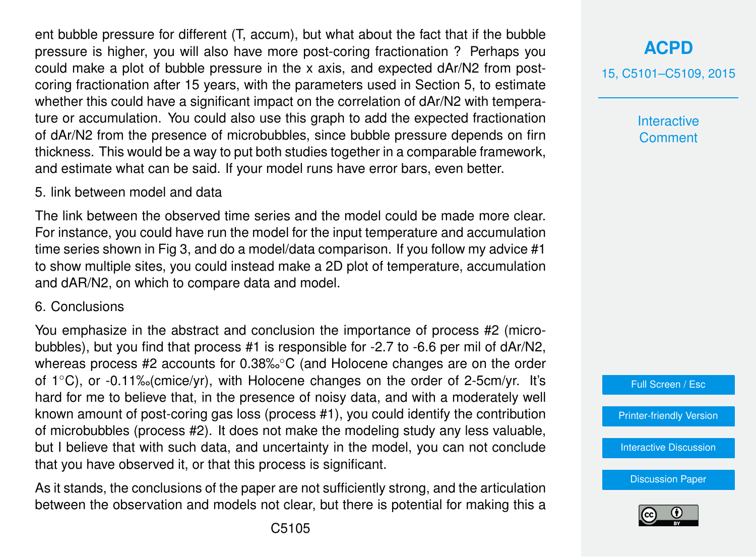ent bubble pressure for different (T, accum), but what about the fact that if the bubble pressure is higher, you will also have more post-coring fractionation ? Perhaps you could make a plot of bubble pressure in the x axis, and expected dAr/N2 from post-coring fractionation after 15 years, with the parameters used in Section 5, to estimate whether this could have a significant impact on the correlation of dAr/N2 with temperature or accumulation. You could also use this graph to add the expected fractionation of dAr/N2 from the presence of microbubbles, since bubble pressure depends on firn thickness. This would be a way to put both studies together in a comparable framework, and estimate what can be said. If your model runs have error bars, even better.

5. link between model and data

The link between the observed time series and the model could be made more clear. For instance, you could have run the model for the input temperature and accumulation time series shown in Fig 3, and do a model/data comparison. If you follow my advice #1 to show multiple sites, you could instead make a 2D plot of temperature, accumulation and dAR/N2, on which to compare data and model.

6. Conclusions

You emphasize in the abstract and conclusion the importance of process #2 (microbubbles), but you find that process #1 is responsible for -2.7 to -6.6 per mil of dAr/N2, whereas process #2 accounts for 0.38‰°C (and Holocene changes are on the order of 1°C), or -0.11‰(cmice/yr), with Holocene changes on the order of 2-5cm/yr. It's hard for me to believe that, in the presence of noisy data, and with a moderately well known amount of post-coring gas loss (process #1), you could identify the contribution of microbubbles (process #2). It does not make the modeling study any less valuable, but I believe that with such data, and uncertainty in the model, you can not conclude that you have observed it, or that this process is significant.

As it stands, the conclusions of the paper are not sufficiently strong, and the articulation between the observation and models not clear, but there is potential for making this a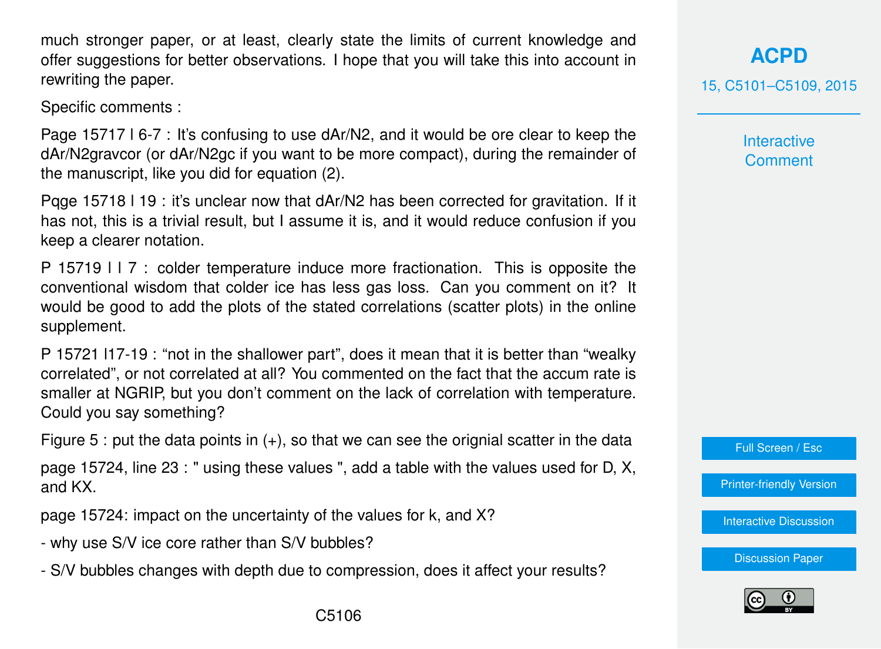much stronger paper, or at least, clearly state the limits of current knowledge and offer suggestions for better observations. I hope that you will take this into account in rewriting the paper.

Specific comments :

Page 15717 l 6-7 : It's confusing to use dAr/N2, and it would be ore clear to keep the dAr/N2gravcor (or dAr/N2gc if you want to be more compact), during the remainder of the manuscript, like you did for equation (2).

Pqge 15718 l 19 : it's unclear now that dAr/N2 has been corrected for gravitation. If it has not, this is a trivial result, but I assume it is, and it would reduce confusion if you keep a clearer notation.

P 15719 l l 7 : colder temperature induce more fractionation. This is opposite the conventional wisdom that colder ice has less gas loss. Can you comment on it? It would be good to add the plots of the stated correlations (scatter plots) in the online supplement.

P 15721 l17-19 : "not in the shallower part", does it mean that it is better than "wealky correlated", or not correlated at all? You commented on the fact that the accum rate is smaller at NGRIP, but you don't comment on the lack of correlation with temperature. Could you say something?

Figure 5 : put the data points in (+), so that we can see the orignial scatter in the data

page 15724, line 23 : " using these values ", add a table with the values used for D, X, and KX.

page 15724: impact on the uncertainty of the values for k, and X?

- why use S/V ice core rather than S/V bubbles?

- S/V bubbles changes with depth due to compression, does it affect your results?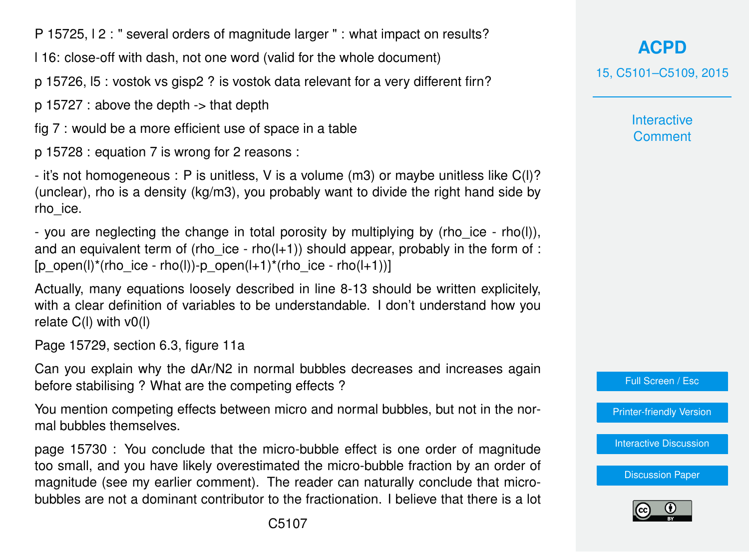P 15725, l 2 : " several orders of magnitude larger " : what impact on results?

l 16: close-off with dash, not one word (valid for the whole document)

p 15726, l5 : vostok vs gisp2 ? is vostok data relevant for a very different firn?

p 15727 : above the depth -> that depth

fig 7 : would be a more efficient use of space in a table

p 15728 : equation 7 is wrong for 2 reasons :

- it's not homogeneous : P is unitless, V is a volume (m3) or maybe unitless like C(l)? (unclear), rho is a density (kg/m3), you probably want to divide the right hand side by rho_ice.

- you are neglecting the change in total porosity by multiplying by (rho_ice - rho(l)), and an equivalent term of (rho_ice - rho(l+1)) should appear, probably in the form of : [p_open(l)*(rho_ice - rho(l))-p_open(l+1)*(rho_ice - rho(l+1))]

Actually, many equations loosely described in line 8-13 should be written explicitely, with a clear definition of variables to be understandable. I don't understand how you relate C(l) with v0(l)

Page 15729, section 6.3, figure 11a

Can you explain why the dAr/N2 in normal bubbles decreases and increases again before stabilising ? What are the competing effects ?

You mention competing effects between micro and normal bubbles, but not in the normal bubbles themselves.

page 15730 : You conclude that the micro-bubble effect is one order of magnitude too small, and you have likely overestimated the micro-bubble fraction by an order of magnitude (see my earlier comment). The reader can naturally conclude that micro-bubbles are not a dominant contributor to the fractionation. I believe that there is a lot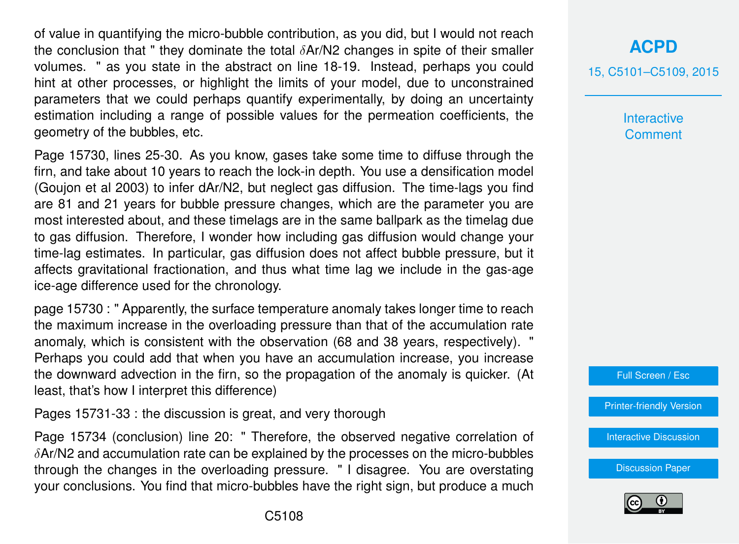of value in quantifying the micro-bubble contribution, as you did, but I would not reach the conclusion that " they dominate the total $\delta$Ar/N2 changes in spite of their smaller volumes. " as you state in the abstract on line 18-19. Instead, perhaps you could hint at other processes, or highlight the limits of your model, due to unconstrained parameters that we could perhaps quantify experimentally, by doing an uncertainty estimation including a range of possible values for the permeation coefficients, the geometry of the bubbles, etc.

Page 15730, lines 25-30. As you know, gases take some time to diffuse through the firn, and take about 10 years to reach the lock-in depth. You use a densification model (Goujon et al 2003) to infer dAr/N2, but neglect gas diffusion. The time-lags you find are 81 and 21 years for bubble pressure changes, which are the parameter you are most interested about, and these timelags are in the same ballpark as the timelag due to gas diffusion. Therefore, I wonder how including gas diffusion would change your time-lag estimates. In particular, gas diffusion does not affect bubble pressure, but it affects gravitational fractionation, and thus what time lag we include in the gas-age ice-age difference used for the chronology.

page 15730 : " Apparently, the surface temperature anomaly takes longer time to reach the maximum increase in the overloading pressure than that of the accumulation rate anomaly, which is consistent with the observation (68 and 38 years, respectively). " Perhaps you could add that when you have an accumulation increase, you increase the downward advection in the firn, so the propagation of the anomaly is quicker. (At least, that's how I interpret this difference)

Pages 15731-33 : the discussion is great, and very thorough

Page 15734 (conclusion) line 20: " Therefore, the observed negative correlation of $\delta$Ar/N2 and accumulation rate can be explained by the processes on the micro-bubbles through the changes in the overloading pressure. " I disagree. You are overstating your conclusions. You find that micro-bubbles have the right sign, but produce a much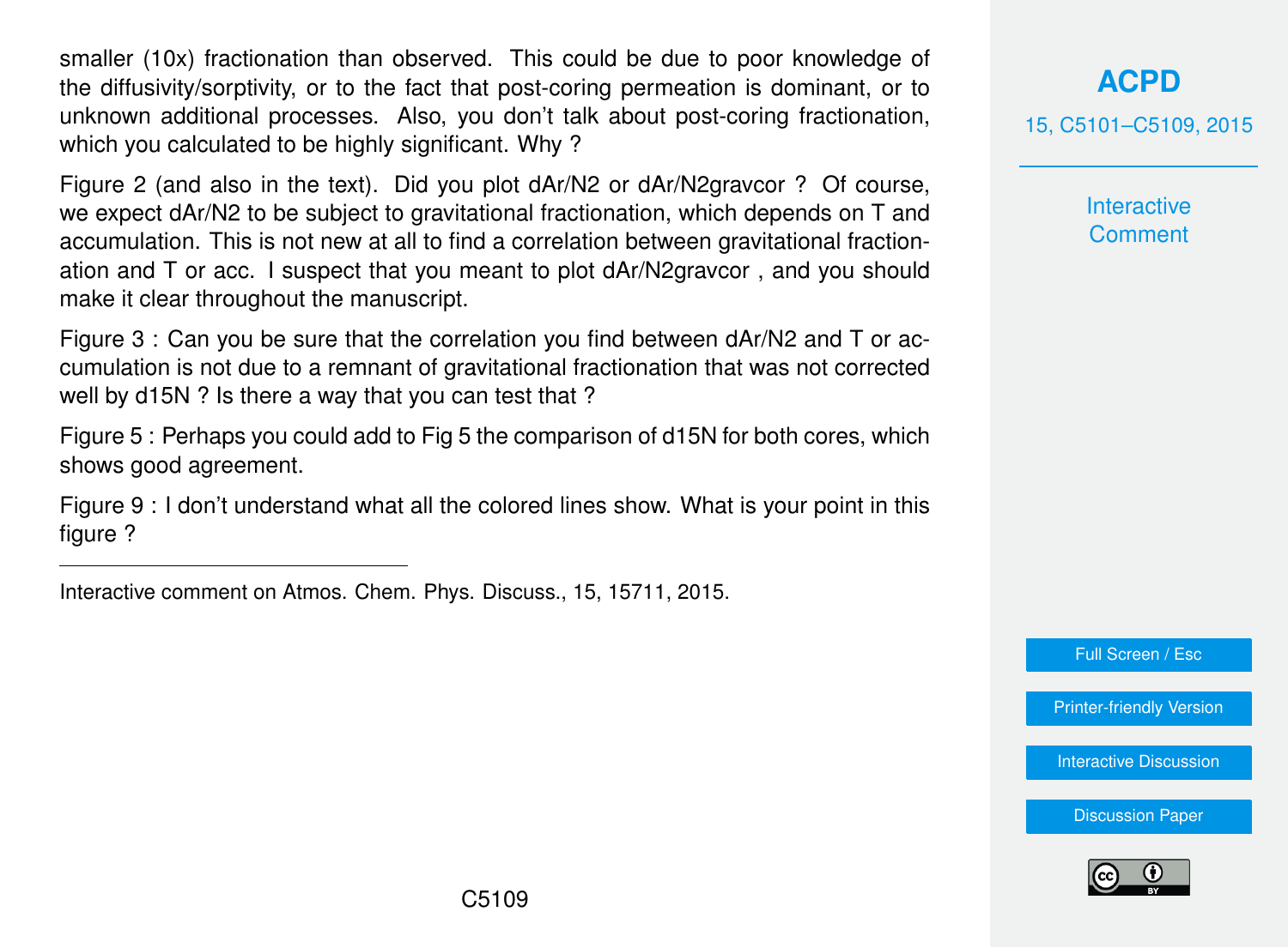smaller (10x) fractionation than observed. This could be due to poor knowledge of the diffusivity/sorptivity, or to the fact that post-coring permeation is dominant, or to unknown additional processes. Also, you don't talk about post-coring fractionation, which you calculated to be highly significant. Why ?

Figure 2 (and also in the text). Did you plot dAr/N2 or dAr/N2gravcor ? Of course, we expect dAr/N2 to be subject to gravitational fractionation, which depends on T and accumulation. This is not new at all to find a correlation between gravitational fractionation and T or acc. I suspect that you meant to plot dAr/N2gravcor , and you should make it clear throughout the manuscript.

Figure 3 : Can you be sure that the correlation you find between dAr/N2 and T or accumulation is not due to a remnant of gravitational fractionation that was not corrected well by d15N ? Is there a way that you can test that ?

Figure 5 : Perhaps you could add to Fig 5 the comparison of d15N for both cores, which shows good agreement.

Figure 9 : I don't understand what all the colored lines show. What is your point in this figure ?

---

Interactive comment on Atmos. Chem. Phys. Discuss., 15, 15711, 2015.